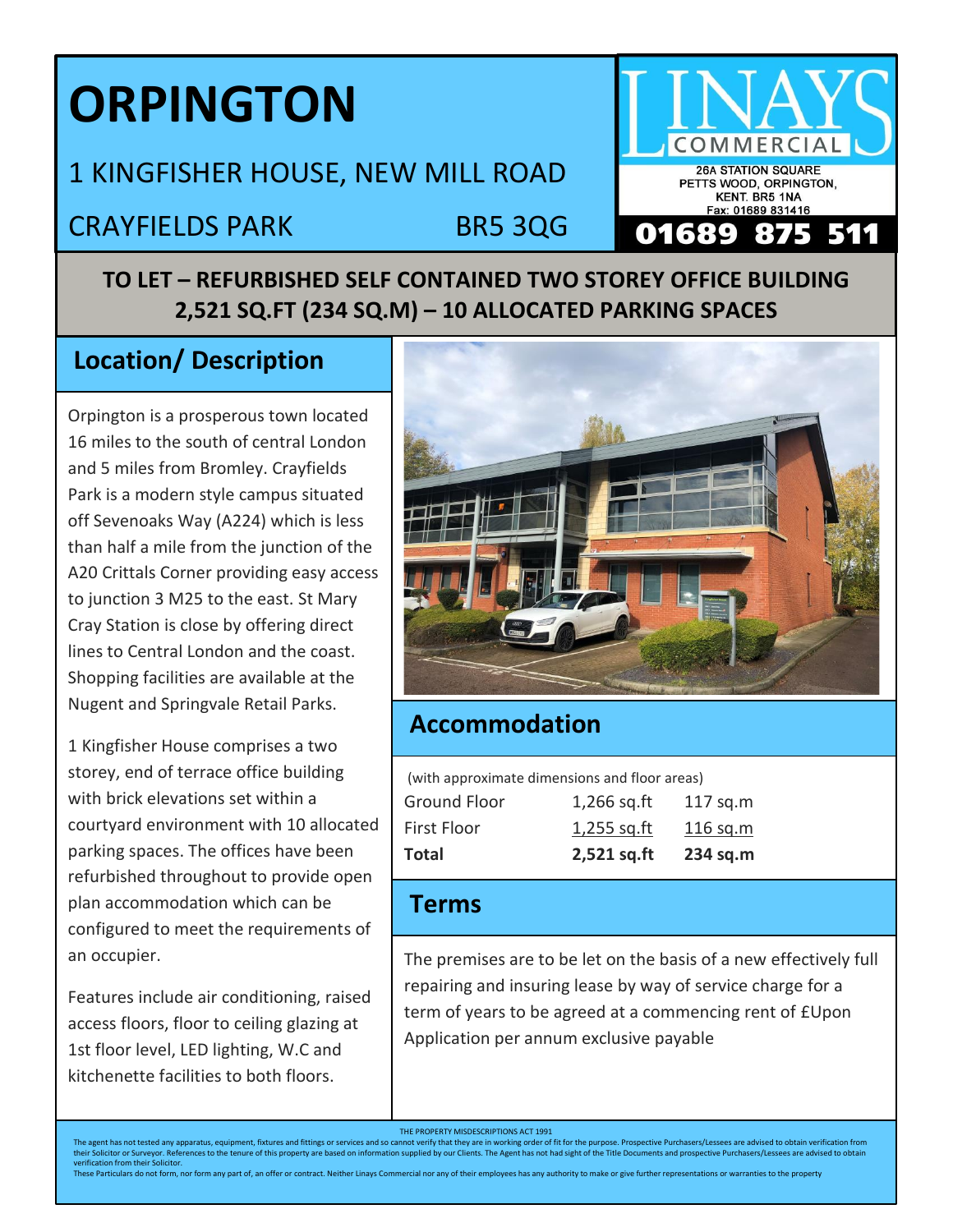# ORPINGTON

## 1 KINGFISHER HOUSE, NEW MILL ROAD

## CRAYFIELDS PARK BR5 3QG

LINAYS COMMERCIAL
26A STATION SQUARE
PETTS WOOD, ORPINGTON,
KENT. BR5 1NA
Fax: 01689 831416
**01689 875 511**

**TO LET – REFURBISHED SELF CONTAINED TWO STOREY OFFICE BUILDING**
**2,521 SQ.FT (234 SQ.M) – 10 ALLOCATED PARKING SPACES**

## Location/ Description

Orpington is a prosperous town located 16 miles to the south of central London and 5 miles from Bromley. Crayfields Park is a modern style campus situated off Sevenoaks Way (A224) which is less than half a mile from the junction of the A20 Crittals Corner providing easy access to junction 3 M25 to the east. St Mary Cray Station is close by offering direct lines to Central London and the coast. Shopping facilities are available at the Nugent and Springvale Retail Parks.

1 Kingfisher House comprises a two storey, end of terrace office building with brick elevations set within a courtyard environment with 10 allocated parking spaces. The offices have been refurbished throughout to provide open plan accommodation which can be configured to meet the requirements of an occupier.

Features include air conditioning, raised access floors, floor to ceiling glazing at 1st floor level, LED lighting, W.C and kitchenette facilities to both floors.

## Accommodation

(with approximate dimensions and floor areas)

| | | |
|---|---|---|
| Ground Floor | 1,266 sq.ft | 117 sq.m |
| First Floor | 1,255 sq.ft | 116 sq.m |
| **Total** | **2,521 sq.ft** | **234 sq.m** |

## Terms

The premises are to be let on the basis of a new effectively full repairing and insuring lease by way of service charge for a term of years to be agreed at a commencing rent of £Upon Application per annum exclusive payable

THE PROPERTY MISDESCRIPTIONS ACT 1991

The agent has not tested any apparatus, equipment, fixtures and fittings or services and so cannot verify that they are in working order of fit for the purpose. Prospective Purchasers/Lessees are advised to obtain verification from their Solicitor or Surveyor. References to the tenure of this property are based on information supplied by our Clients. The Agent has not had sight of the Title Documents and prospective Purchasers/Lessees are advised to obtain verification from their Solicitor.
These Particulars do not form, nor form any part of, an offer or contract. Neither Linays Commercial nor any of their employees has any authority to make or give further representations or warranties to the property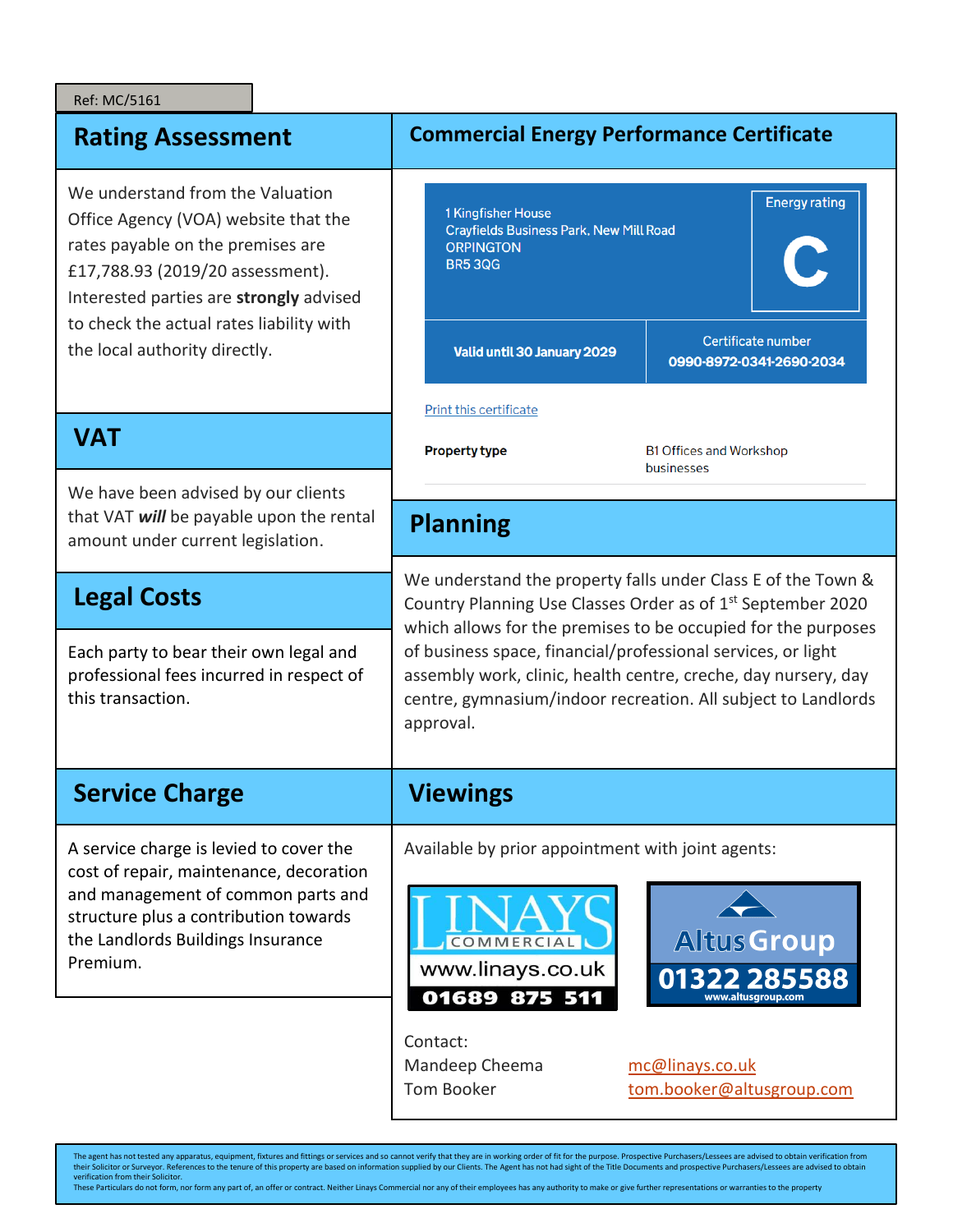Ref: MC/5161

## Rating Assessment

We understand from the Valuation Office Agency (VOA) website that the rates payable on the premises are £17,788.93 (2019/20 assessment). Interested parties are **strongly** advised to check the actual rates liability with the local authority directly.

## VAT

We have been advised by our clients that VAT ***will*** be payable upon the rental amount under current legislation.

## Legal Costs

Each party to bear their own legal and professional fees incurred in respect of this transaction.

## Service Charge

A service charge is levied to cover the cost of repair, maintenance, decoration and management of common parts and structure plus a contribution towards the Landlords Buildings Insurance Premium.

## Commercial Energy Performance Certificate

1 Kingfisher House
Crayfields Business Park, New Mill Road
ORPINGTON
BR5 3QG

Energy rating
C

**Valid until 30 January 2029**

Certificate number
**0990-8972-0341-2690-2034**

Print this certificate

**Property type** B1 Offices and Workshop businesses

## Planning

We understand the property falls under Class E of the Town & Country Planning Use Classes Order as of 1st September 2020 which allows for the premises to be occupied for the purposes of business space, financial/professional services, or light assembly work, clinic, health centre, creche, day nursery, day centre, gymnasium/indoor recreation. All subject to Landlords approval.

## Viewings

Available by prior appointment with joint agents:

LINAYS COMMERCIAL
www.linays.co.uk
01689 875 511

Altus Group
01322 285588
www.altusgroup.com

Contact:
Mandeep Cheema mc@linays.co.uk
Tom Booker tom.booker@altusgroup.com

The agent has not tested any apparatus, equipment, fixtures and fittings or services and so cannot verify that they are in working order of fit for the purpose. Prospective Purchasers/Lessees are advised to obtain verification from their Solicitor or Surveyor. References to the tenure of this property are based on information supplied by our Clients. The Agent has not had sight of the Title Documents and prospective Purchasers/Lessees are advised to obtain verification from their Solicitor.
These Particulars do not form, nor form any part of, an offer or contract. Neither Linays Commercial nor any of their employees has any authority to make or give further representations or warranties to the property